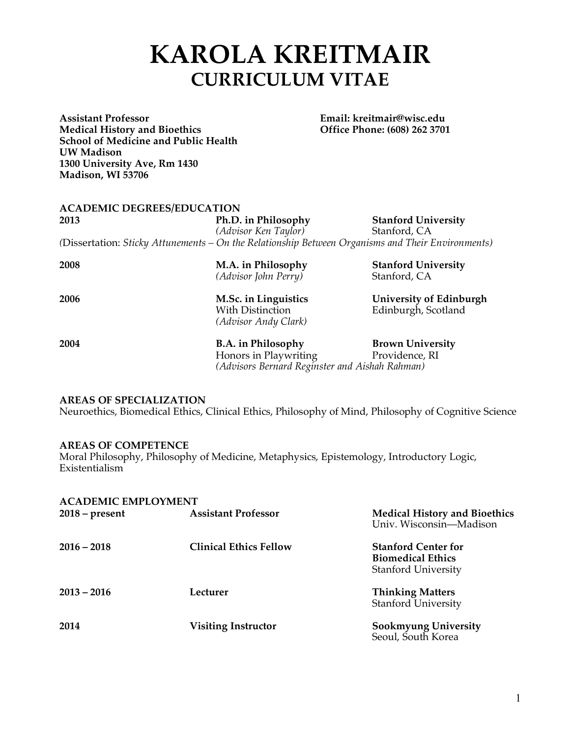# KAROLA KREITMAIR
## CURRICULUM VITAE

**Assistant Professor**
**Medical History and Bioethics**
**School of Medicine and Public Health**
**UW Madison**
**1300 University Ave, Rm 1430**
**Madison, WI 53706**

**Email: kreitmair@wisc.edu**
**Office Phone: (608) 262 3701**

### ACADEMIC DEGREES/EDUCATION

| | | |
|---|---|---|
| **2013** | **Ph.D. in Philosophy**<br>*(Advisor Ken Taylor)* | **Stanford University**<br>Stanford, CA |

(Dissertation: *Sticky Attunements – On the Relationship Between Organisms and Their Environments)*

| | | |
|---|---|---|
| **2008** | **M.A. in Philosophy**<br>*(Advisor John Perry)* | **Stanford University**<br>Stanford, CA |
| **2006** | **M.Sc. in Linguistics**<br>With Distinction<br>*(Advisor Andy Clark)* | **University of Edinburgh**<br>Edinburgh, Scotland |
| **2004** | **B.A. in Philosophy**<br>Honors in Playwriting<br>*(Advisors Bernard Reginster and Aishah Rahman)* | **Brown University**<br>Providence, RI |

### AREAS OF SPECIALIZATION

Neuroethics, Biomedical Ethics, Clinical Ethics, Philosophy of Mind, Philosophy of Cognitive Science

### AREAS OF COMPETENCE

Moral Philosophy, Philosophy of Medicine, Metaphysics, Epistemology, Introductory Logic, Existentialism

### ACADEMIC EMPLOYMENT

| | | |
|---|---|---|
| **2018 – present** | **Assistant Professor** | **Medical History and Bioethics**<br>Univ. Wisconsin—Madison |
| **2016 – 2018** | **Clinical Ethics Fellow** | **Stanford Center for Biomedical Ethics**<br>Stanford University |
| **2013 – 2016** | **Lecturer** | **Thinking Matters**<br>Stanford University |
| **2014** | **Visiting Instructor** | **Sookmyung University**<br>Seoul, South Korea |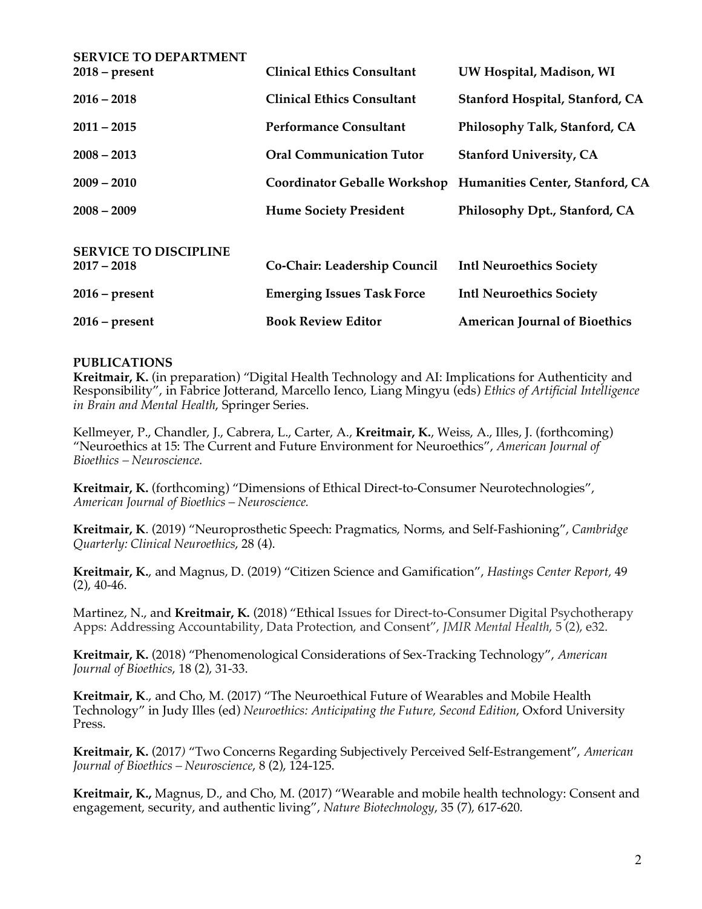## SERVICE TO DEPARTMENT

| | | |
|---|---|---|
| **2018 – present** | **Clinical Ethics Consultant** | **UW Hospital, Madison, WI** |
| **2016 – 2018** | **Clinical Ethics Consultant** | **Stanford Hospital, Stanford, CA** |
| **2011 – 2015** | **Performance Consultant** | **Philosophy Talk, Stanford, CA** |
| **2008 – 2013** | **Oral Communication Tutor** | **Stanford University, CA** |
| **2009 – 2010** | **Coordinator Geballe Workshop** | **Humanities Center, Stanford, CA** |
| **2008 – 2009** | **Hume Society President** | **Philosophy Dpt., Stanford, CA** |

## SERVICE TO DISCIPLINE

| | | |
|---|---|---|
| **2017 – 2018** | **Co-Chair: Leadership Council** | **Intl Neuroethics Society** |
| **2016 – present** | **Emerging Issues Task Force** | **Intl Neuroethics Society** |
| **2016 – present** | **Book Review Editor** | **American Journal of Bioethics** |

## PUBLICATIONS

**Kreitmair, K.** (in preparation) "Digital Health Technology and AI: Implications for Authenticity and Responsibility", in Fabrice Jotterand, Marcello Ienco, Liang Mingyu (eds) *Ethics of Artificial Intelligence in Brain and Mental Health*, Springer Series.

Kellmeyer, P., Chandler, J., Cabrera, L., Carter, A., **Kreitmair, K.**, Weiss, A., Illes, J. (forthcoming) "Neuroethics at 15: The Current and Future Environment for Neuroethics", *American Journal of Bioethics – Neuroscience.*

**Kreitmair, K.** (forthcoming) "Dimensions of Ethical Direct-to-Consumer Neurotechnologies", *American Journal of Bioethics – Neuroscience.*

**Kreitmair, K**. (2019) "Neuroprosthetic Speech: Pragmatics, Norms, and Self-Fashioning", *Cambridge Quarterly: Clinical Neuroethics*, 28 (4).

**Kreitmair, K.**, and Magnus, D. (2019) "Citizen Science and Gamification", *Hastings Center Report,* 49 (2), 40-46.

Martinez, N., and **Kreitmair, K.** (2018) "Ethical Issues for Direct-to-Consumer Digital Psychotherapy Apps: Addressing Accountability, Data Protection, and Consent", *JMIR Mental Health*, 5 (2), e32.

**Kreitmair, K.** (2018) "Phenomenological Considerations of Sex-Tracking Technology", *American Journal of Bioethics*, 18 (2), 31-33.

**Kreitmair, K**., and Cho, M. (2017) "The Neuroethical Future of Wearables and Mobile Health Technology" in Judy Illes (ed) *Neuroethics: Anticipating the Future, Second Edition*, Oxford University Press.

**Kreitmair, K.** (2017) "Two Concerns Regarding Subjectively Perceived Self-Estrangement", *American Journal of Bioethics – Neuroscience*, 8 (2), 124-125.

**Kreitmair, K.,** Magnus, D., and Cho, M. (2017) "Wearable and mobile health technology: Consent and engagement, security, and authentic living", *Nature Biotechnology*, 35 (7), 617-620.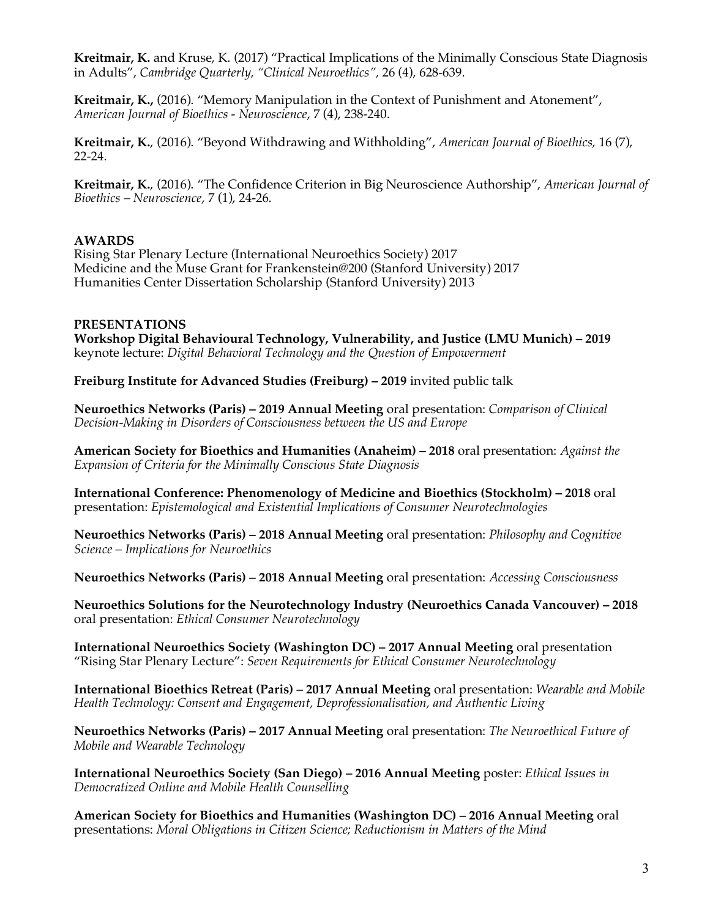**Kreitmair, K.** and Kruse, K. (2017) "Practical Implications of the Minimally Conscious State Diagnosis in Adults", *Cambridge Quarterly, "Clinical Neuroethics",* 26 (4), 628-639.

**Kreitmair, K.,** (2016). "Memory Manipulation in the Context of Punishment and Atonement", *American Journal of Bioethics - Neuroscience*, 7 (4), 238-240.

**Kreitmair, K.**, (2016). "Beyond Withdrawing and Withholding", *American Journal of Bioethics,* 16 (7), 22-24.

**Kreitmair, K.**, (2016). "The Confidence Criterion in Big Neuroscience Authorship", *American Journal of Bioethics – Neuroscience*, 7 (1), 24-26.

## AWARDS

Rising Star Plenary Lecture (International Neuroethics Society) 2017
Medicine and the Muse Grant for Frankenstein@200 (Stanford University) 2017
Humanities Center Dissertation Scholarship (Stanford University) 2013

## PRESENTATIONS

**Workshop Digital Behavioural Technology, Vulnerability, and Justice (LMU Munich) – 2019** keynote lecture: *Digital Behavioral Technology and the Question of Empowerment*

**Freiburg Institute for Advanced Studies (Freiburg) – 2019** invited public talk

**Neuroethics Networks (Paris) – 2019 Annual Meeting** oral presentation: *Comparison of Clinical Decision-Making in Disorders of Consciousness between the US and Europe*

**American Society for Bioethics and Humanities (Anaheim) – 2018** oral presentation: *Against the Expansion of Criteria for the Minimally Conscious State Diagnosis*

**International Conference: Phenomenology of Medicine and Bioethics (Stockholm) – 2018** oral presentation: *Epistemological and Existential Implications of Consumer Neurotechnologies*

**Neuroethics Networks (Paris) – 2018 Annual Meeting** oral presentation: *Philosophy and Cognitive Science – Implications for Neuroethics*

**Neuroethics Networks (Paris) – 2018 Annual Meeting** oral presentation: *Accessing Consciousness*

**Neuroethics Solutions for the Neurotechnology Industry (Neuroethics Canada Vancouver) – 2018** oral presentation: *Ethical Consumer Neurotechnology*

**International Neuroethics Society (Washington DC) – 2017 Annual Meeting** oral presentation "Rising Star Plenary Lecture": *Seven Requirements for Ethical Consumer Neurotechnology*

**International Bioethics Retreat (Paris) – 2017 Annual Meeting** oral presentation: *Wearable and Mobile Health Technology: Consent and Engagement, Deprofessionalisation, and Authentic Living*

**Neuroethics Networks (Paris) – 2017 Annual Meeting** oral presentation: *The Neuroethical Future of Mobile and Wearable Technology*

**International Neuroethics Society (San Diego) – 2016 Annual Meeting** poster: *Ethical Issues in Democratized Online and Mobile Health Counselling*

**American Society for Bioethics and Humanities (Washington DC) – 2016 Annual Meeting** oral presentations: *Moral Obligations in Citizen Science; Reductionism in Matters of the Mind*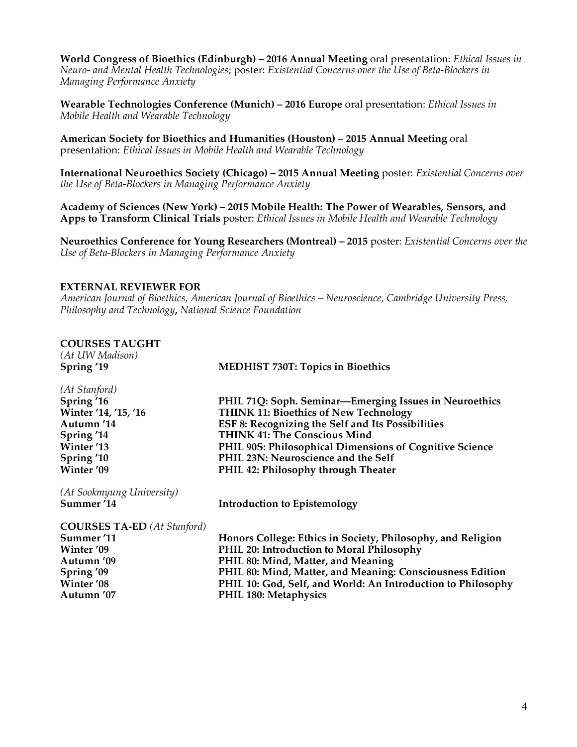**World Congress of Bioethics (Edinburgh) – 2016 Annual Meeting** oral presentation: *Ethical Issues in Neuro- and Mental Health Technologies*; poster: *Existential Concerns over the Use of Beta-Blockers in Managing Performance Anxiety*

**Wearable Technologies Conference (Munich) – 2016 Europe** oral presentation: *Ethical Issues in Mobile Health and Wearable Technology*

**American Society for Bioethics and Humanities (Houston) – 2015 Annual Meeting** oral presentation: *Ethical Issues in Mobile Health and Wearable Technology*

**International Neuroethics Society (Chicago) – 2015 Annual Meeting** poster: *Existential Concerns over the Use of Beta-Blockers in Managing Performance Anxiety*

**Academy of Sciences (New York) – 2015 Mobile Health: The Power of Wearables, Sensors, and Apps to Transform Clinical Trials** poster: *Ethical Issues in Mobile Health and Wearable Technology*

**Neuroethics Conference for Young Researchers (Montreal) – 2015** poster: *Existential Concerns over the Use of Beta-Blockers in Managing Performance Anxiety*

**EXTERNAL REVIEWER FOR**

*American Journal of Bioethics, American Journal of Bioethics – Neuroscience, Cambridge University Press, Philosophy and Technology*, *National Science Foundation*

**COURSES TAUGHT**

*(At UW Madison)*

| | |
|---|---|
| **Spring '19** | **MEDHIST 730T: Topics in Bioethics** |

*(At Stanford)*

| | |
|---|---|
| **Spring '16** | **PHIL 71Q: Soph. Seminar—Emerging Issues in Neuroethics** |
| **Winter '14, '15, '16** | **THINK 11: Bioethics of New Technology** |
| **Autumn '14** | **ESF 8: Recognizing the Self and Its Possibilities** |
| **Spring '14** | **THINK 41: The Conscious Mind** |
| **Winter '13** | **PHIL 90S: Philosophical Dimensions of Cognitive Science** |
| **Spring '10** | **PHIL 23N: Neuroscience and the Self** |
| **Winter '09** | **PHIL 42: Philosophy through Theater** |

*(At Sookmyung University)*

| | |
|---|---|
| **Summer '14** | **Introduction to Epistemology** |

**COURSES TA-ED** *(At Stanford)*

| | |
|---|---|
| **Summer '11** | **Honors College: Ethics in Society, Philosophy, and Religion** |
| **Winter '09** | **PHIL 20: Introduction to Moral Philosophy** |
| **Autumn '09** | **PHIL 80: Mind, Matter, and Meaning** |
| **Spring '09** | **PHIL 80: Mind, Matter, and Meaning: Consciousness Edition** |
| **Winter '08** | **PHIL 10: God, Self, and World: An Introduction to Philosophy** |
| **Autumn '07** | **PHIL 180: Metaphysics** |